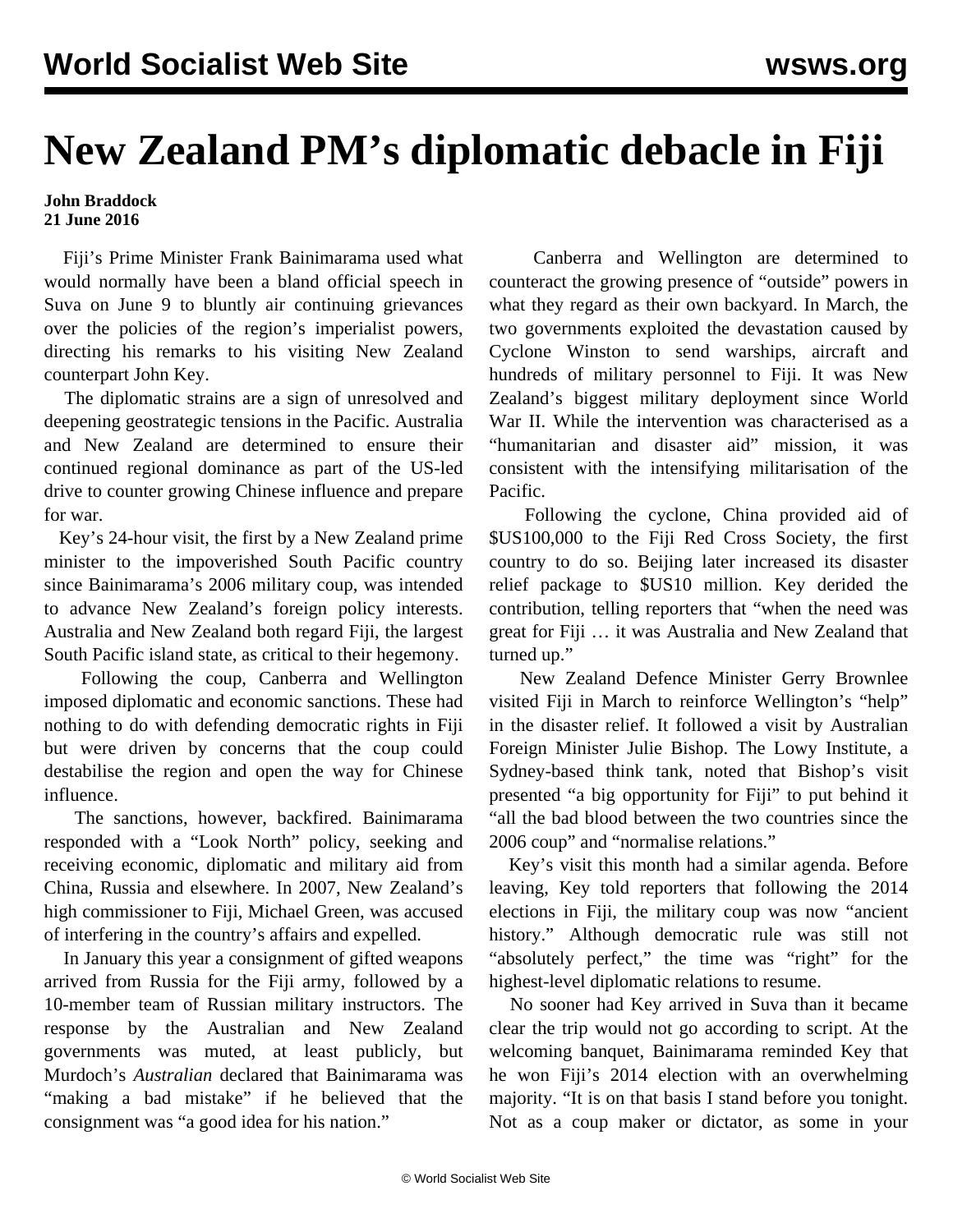# New Zealand PM's diplomatic debacle in Fiji

**John Braddock**
**21 June 2016**

Fiji's Prime Minister Frank Bainimarama used what would normally have been a bland official speech in Suva on June 9 to bluntly air continuing grievances over the policies of the region's imperialist powers, directing his remarks to his visiting New Zealand counterpart John Key.

The diplomatic strains are a sign of unresolved and deepening geostrategic tensions in the Pacific. Australia and New Zealand are determined to ensure their continued regional dominance as part of the US-led drive to counter growing Chinese influence and prepare for war.

Key's 24-hour visit, the first by a New Zealand prime minister to the impoverished South Pacific country since Bainimarama's 2006 military coup, was intended to advance New Zealand's foreign policy interests. Australia and New Zealand both regard Fiji, the largest South Pacific island state, as critical to their hegemony.

Following the coup, Canberra and Wellington imposed diplomatic and economic sanctions. These had nothing to do with defending democratic rights in Fiji but were driven by concerns that the coup could destabilise the region and open the way for Chinese influence.

The sanctions, however, backfired. Bainimarama responded with a "Look North" policy, seeking and receiving economic, diplomatic and military aid from China, Russia and elsewhere. In 2007, New Zealand's high commissioner to Fiji, Michael Green, was accused of interfering in the country's affairs and expelled.

In January this year a consignment of gifted weapons arrived from Russia for the Fiji army, followed by a 10-member team of Russian military instructors. The response by the Australian and New Zealand governments was muted, at least publicly, but Murdoch's *Australian* declared that Bainimarama was "making a bad mistake" if he believed that the consignment was "a good idea for his nation."

Canberra and Wellington are determined to counteract the growing presence of "outside" powers in what they regard as their own backyard. In March, the two governments exploited the devastation caused by Cyclone Winston to send warships, aircraft and hundreds of military personnel to Fiji. It was New Zealand's biggest military deployment since World War II. While the intervention was characterised as a "humanitarian and disaster aid" mission, it was consistent with the intensifying militarisation of the Pacific.

Following the cyclone, China provided aid of $US100,000 to the Fiji Red Cross Society, the first country to do so. Beijing later increased its disaster relief package to $US10 million. Key derided the contribution, telling reporters that "when the need was great for Fiji … it was Australia and New Zealand that turned up."

New Zealand Defence Minister Gerry Brownlee visited Fiji in March to reinforce Wellington's "help" in the disaster relief. It followed a visit by Australian Foreign Minister Julie Bishop. The Lowy Institute, a Sydney-based think tank, noted that Bishop's visit presented "a big opportunity for Fiji" to put behind it "all the bad blood between the two countries since the 2006 coup" and "normalise relations."

Key's visit this month had a similar agenda. Before leaving, Key told reporters that following the 2014 elections in Fiji, the military coup was now "ancient history." Although democratic rule was still not "absolutely perfect," the time was "right" for the highest-level diplomatic relations to resume.

No sooner had Key arrived in Suva than it became clear the trip would not go according to script. At the welcoming banquet, Bainimarama reminded Key that he won Fiji's 2014 election with an overwhelming majority. "It is on that basis I stand before you tonight. Not as a coup maker or dictator, as some in your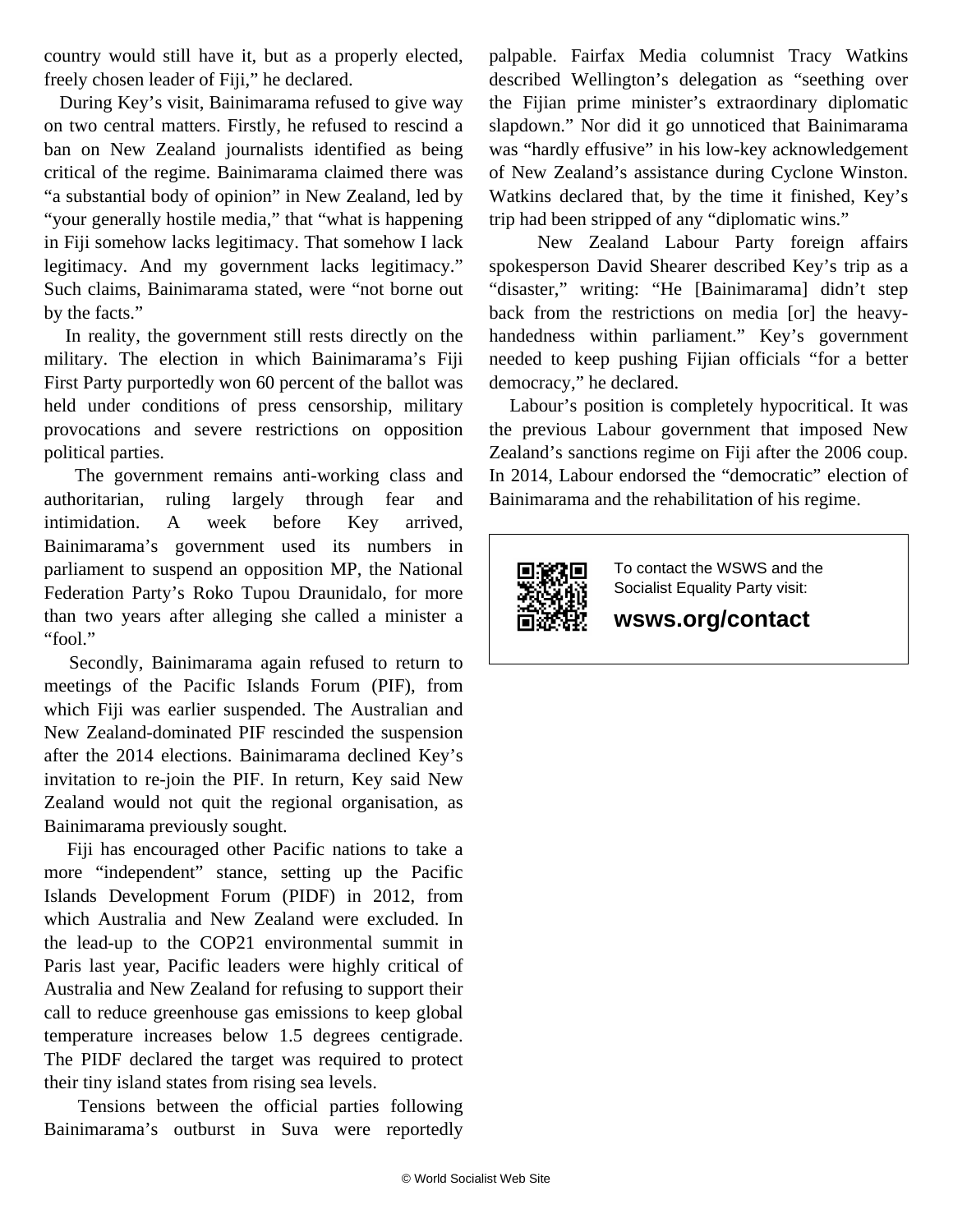country would still have it, but as a properly elected, freely chosen leader of Fiji," he declared.

During Key's visit, Bainimarama refused to give way on two central matters. Firstly, he refused to rescind a ban on New Zealand journalists identified as being critical of the regime. Bainimarama claimed there was "a substantial body of opinion" in New Zealand, led by "your generally hostile media," that "what is happening in Fiji somehow lacks legitimacy. That somehow I lack legitimacy. And my government lacks legitimacy." Such claims, Bainimarama stated, were "not borne out by the facts."

In reality, the government still rests directly on the military. The election in which Bainimarama's Fiji First Party purportedly won 60 percent of the ballot was held under conditions of press censorship, military provocations and severe restrictions on opposition political parties.

The government remains anti-working class and authoritarian, ruling largely through fear and intimidation. A week before Key arrived, Bainimarama's government used its numbers in parliament to suspend an opposition MP, the National Federation Party's Roko Tupou Draunidalo, for more than two years after alleging she called a minister a "fool."

Secondly, Bainimarama again refused to return to meetings of the Pacific Islands Forum (PIF), from which Fiji was earlier suspended. The Australian and New Zealand-dominated PIF rescinded the suspension after the 2014 elections. Bainimarama declined Key's invitation to re-join the PIF. In return, Key said New Zealand would not quit the regional organisation, as Bainimarama previously sought.

Fiji has encouraged other Pacific nations to take a more "independent" stance, setting up the Pacific Islands Development Forum (PIDF) in 2012, from which Australia and New Zealand were excluded. In the lead-up to the COP21 environmental summit in Paris last year, Pacific leaders were highly critical of Australia and New Zealand for refusing to support their call to reduce greenhouse gas emissions to keep global temperature increases below 1.5 degrees centigrade. The PIDF declared the target was required to protect their tiny island states from rising sea levels.

Tensions between the official parties following Bainimarama's outburst in Suva were reportedly palpable. Fairfax Media columnist Tracy Watkins described Wellington's delegation as "seething over the Fijian prime minister's extraordinary diplomatic slapdown." Nor did it go unnoticed that Bainimarama was "hardly effusive" in his low-key acknowledgement of New Zealand's assistance during Cyclone Winston. Watkins declared that, by the time it finished, Key's trip had been stripped of any "diplomatic wins."

New Zealand Labour Party foreign affairs spokesperson David Shearer described Key's trip as a "disaster," writing: "He [Bainimarama] didn't step back from the restrictions on media [or] the heavy-handedness within parliament." Key's government needed to keep pushing Fijian officials "for a better democracy," he declared.

Labour's position is completely hypocritical. It was the previous Labour government that imposed New Zealand's sanctions regime on Fiji after the 2006 coup. In 2014, Labour endorsed the "democratic" election of Bainimarama and the rehabilitation of his regime.

To contact the WSWS and the Socialist Equality Party visit:

**wsws.org/contact**